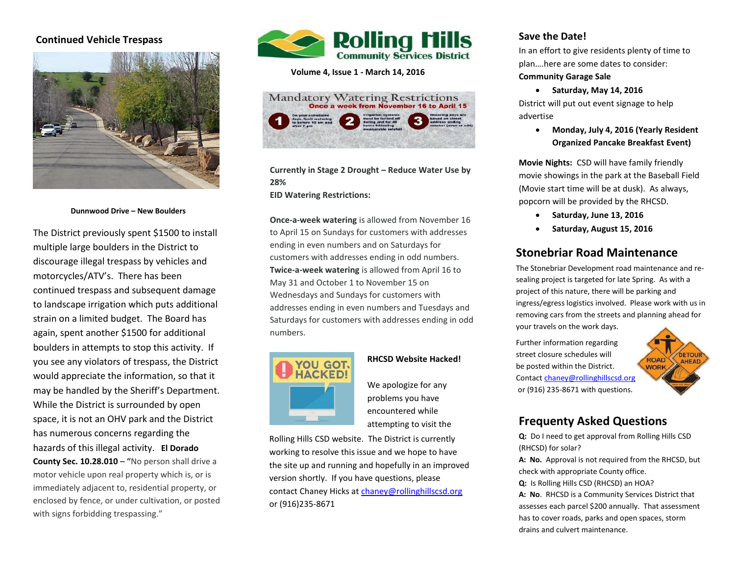# Rolling Hills Community Services District

**Volume 4, Issue 1 - March 14, 2016**

## Continued Vehicle Trespass

**Dunnwood Drive – New Boulders**

The District previously spent $1500 to install multiple large boulders in the District to discourage illegal trespass by vehicles and motorcycles/ATV's. There has been continued trespass and subsequent damage to landscape irrigation which puts additional strain on a limited budget. The Board has again, spent another $1500 for additional boulders in attempts to stop this activity. If you see any violators of trespass, the District would appreciate the information, so that it may be handled by the Sheriff's Department. While the District is surrounded by open space, it is not an OHV park and the District has numerous concerns regarding the hazards of this illegal activity. **El Dorado County Sec. 10.28.010** – "No person shall drive a motor vehicle upon real property which is, or is immediately adjacent to, residential property, or enclosed by fence, or under cultivation, or posted with signs forbidding trespassing."

## Mandatory Watering Restrictions

**Once a week from November 16 to April 15**

1. On your scheduled days, limit watering to before 10 am and after 7 pm
2. Irrigation systems must be turned off during and for 48 hours following measurable rainfall
3. Watering days are based on street address ending number (even or odd)

**Currently in Stage 2 Drought – Reduce Water Use by 28%**
**EID Watering Restrictions:**

**Once-a-week watering** is allowed from November 16 to April 15 on Sundays for customers with addresses ending in even numbers and on Saturdays for customers with addresses ending in odd numbers. **Twice-a-week watering** is allowed from April 16 to May 31 and October 1 to November 15 on Wednesdays and Sundays for customers with addresses ending in even numbers and Tuesdays and Saturdays for customers with addresses ending in odd numbers.

## RHCSD Website Hacked!

We apologize for any problems you have encountered while attempting to visit the Rolling Hills CSD website. The District is currently working to resolve this issue and we hope to have the site up and running and hopefully in an improved version shortly. If you have questions, please contact Chaney Hicks at chaney@rollinghillscsd.org or (916)235-8671

## Save the Date!

In an effort to give residents plenty of time to plan….here are some dates to consider:

**Community Garage Sale**

- **Saturday, May 14, 2016**

District will put out event signage to help advertise

- **Monday, July 4, 2016 (Yearly Resident Organized Pancake Breakfast Event)**

**Movie Nights:** CSD will have family friendly movie showings in the park at the Baseball Field (Movie start time will be at dusk). As always, popcorn will be provided by the RHCSD.

- **Saturday, June 13, 2016**
- **Saturday, August 15, 2016**

## Stonebriar Road Maintenance

The Stonebriar Development road maintenance and re-sealing project is targeted for late Spring. As with a project of this nature, there will be parking and ingress/egress logistics involved. Please work with us in removing cars from the streets and planning ahead for your travels on the work days.

Further information regarding street closure schedules will be posted within the District. Contact chaney@rollinghillscsd.org or (916) 235-8671 with questions.

## Frequently Asked Questions

**Q:** Do I need to get approval from Rolling Hills CSD (RHCSD) for solar?
**A: No.** Approval is not required from the RHCSD, but check with appropriate County office.
**Q:** Is Rolling Hills CSD (RHCSD) an HOA?
**A: No**. RHCSD is a Community Services District that assesses each parcel $200 annually. That assessment has to cover roads, parks and open spaces, storm drains and culvert maintenance.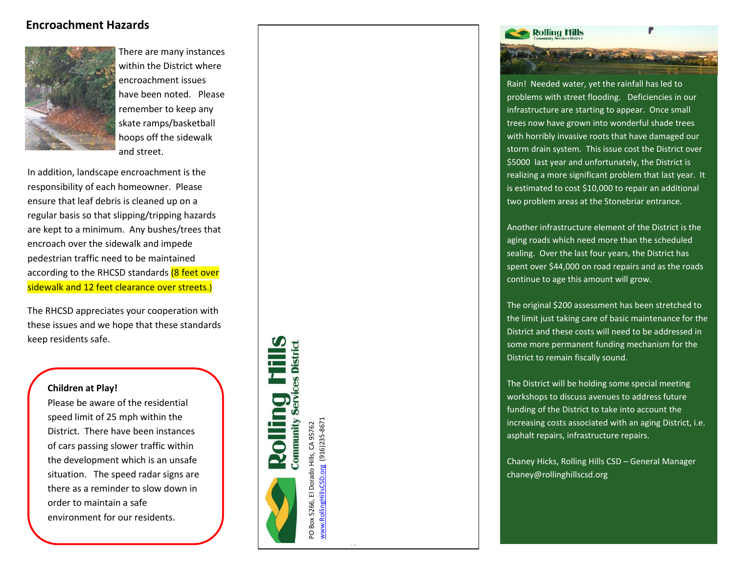## Encroachment Hazards

There are many instances within the District where encroachment issues have been noted. Please remember to keep any skate ramps/basketball hoops off the sidewalk and street.

In addition, landscape encroachment is the responsibility of each homeowner. Please ensure that leaf debris is cleaned up on a regular basis so that slipping/tripping hazards are kept to a minimum. Any bushes/trees that encroach over the sidewalk and impede pedestrian traffic need to be maintained according to the RHCSD standards (8 feet over sidewalk and 12 feet clearance over streets.)

The RHCSD appreciates your cooperation with these issues and we hope that these standards keep residents safe.

**Children at Play!**

Please be aware of the residential speed limit of 25 mph within the District. There have been instances of cars passing slower traffic within the development which is an unsafe situation. The speed radar signs are there as a reminder to slow down in order to maintain a safe environment for our residents.

**Rolling Hills**
**Community Services District**

PO Box 5266, El Dorado Hills, CA 95762
www.RollingHillsCSD.org (916)235-8671

**Rolling Hills**
Community Services District

Rain! Needed water, yet the rainfall has led to problems with street flooding. Deficiencies in our infrastructure are starting to appear. Once small trees now have grown into wonderful shade trees with horribly invasive roots that have damaged our storm drain system. This issue cost the District over $5000 last year and unfortunately, the District is realizing a more significant problem that last year. It is estimated to cost $10,000 to repair an additional two problem areas at the Stonebriar entrance.

Another infrastructure element of the District is the aging roads which need more than the scheduled sealing. Over the last four years, the District has spent over $44,000 on road repairs and as the roads continue to age this amount will grow.

The original $200 assessment has been stretched to the limit just taking care of basic maintenance for the District and these costs will need to be addressed in some more permanent funding mechanism for the District to remain fiscally sound.

The District will be holding some special meeting workshops to discuss avenues to address future funding of the District to take into account the increasing costs associated with an aging District, i.e. asphalt repairs, infrastructure repairs.

Chaney Hicks, Rolling Hills CSD – General Manager
chaney@rollinghillscsd.org